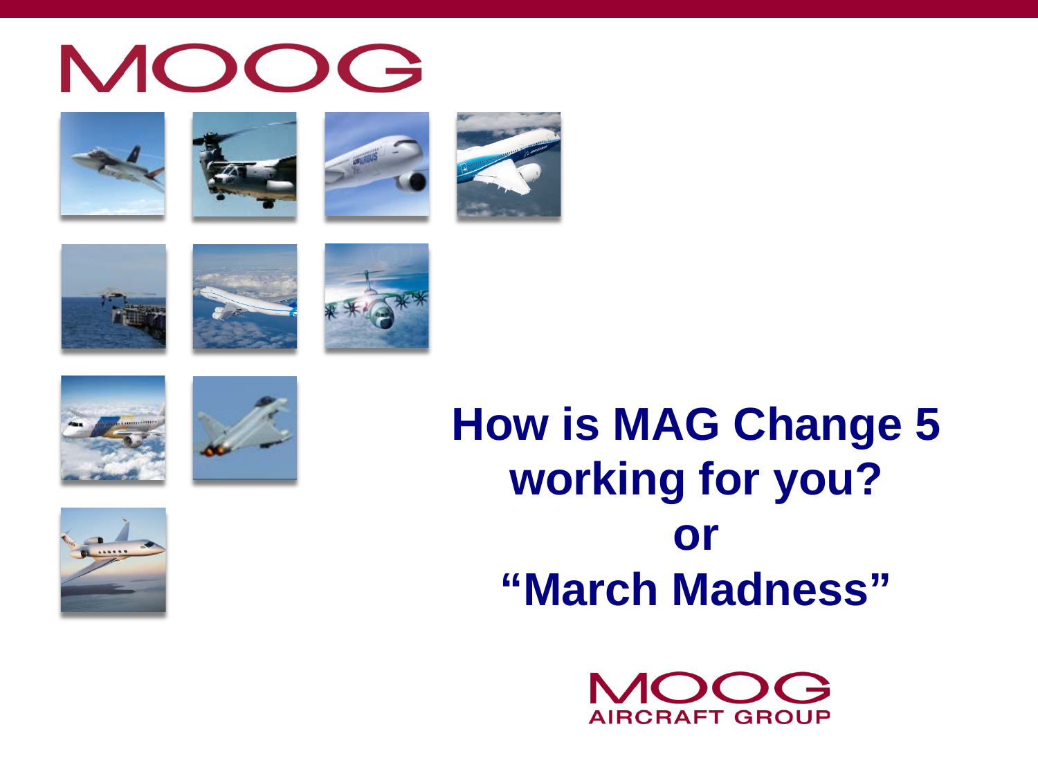MOOG

# How is MAG Change 5 working for you?
# or
# “March Madness”

MOOG
AIRCRAFT GROUP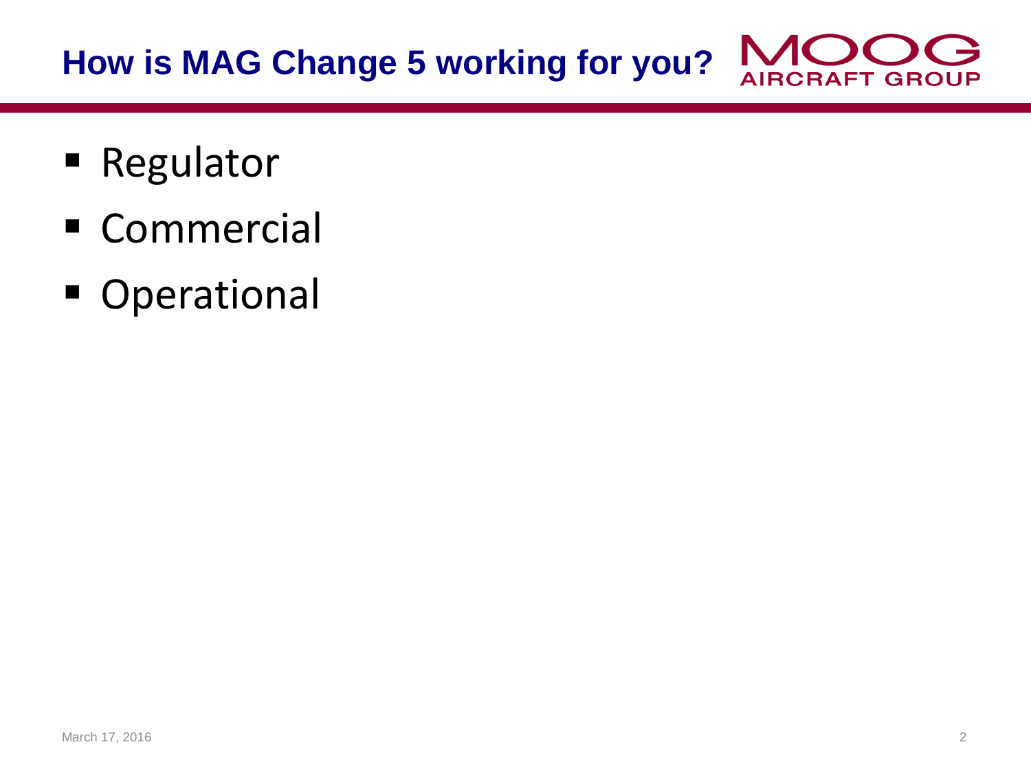# How is MAG Change 5 working for you?

- Regulator
- Commercial
- Operational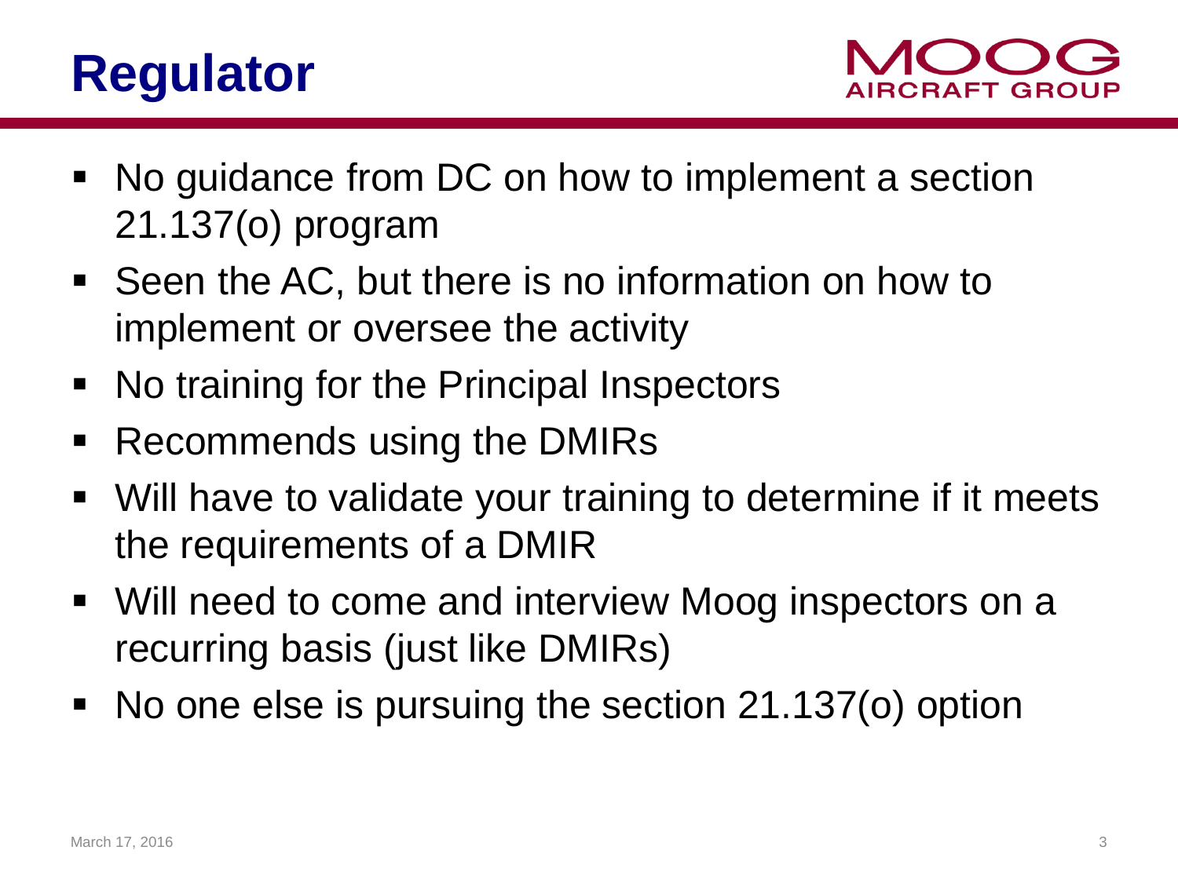# Regulator

- No guidance from DC on how to implement a section 21.137(o) program
- Seen the AC, but there is no information on how to implement or oversee the activity
- No training for the Principal Inspectors
- Recommends using the DMIRs
- Will have to validate your training to determine if it meets the requirements of a DMIR
- Will need to come and interview Moog inspectors on a recurring basis (just like DMIRs)
- No one else is pursuing the section 21.137(o) option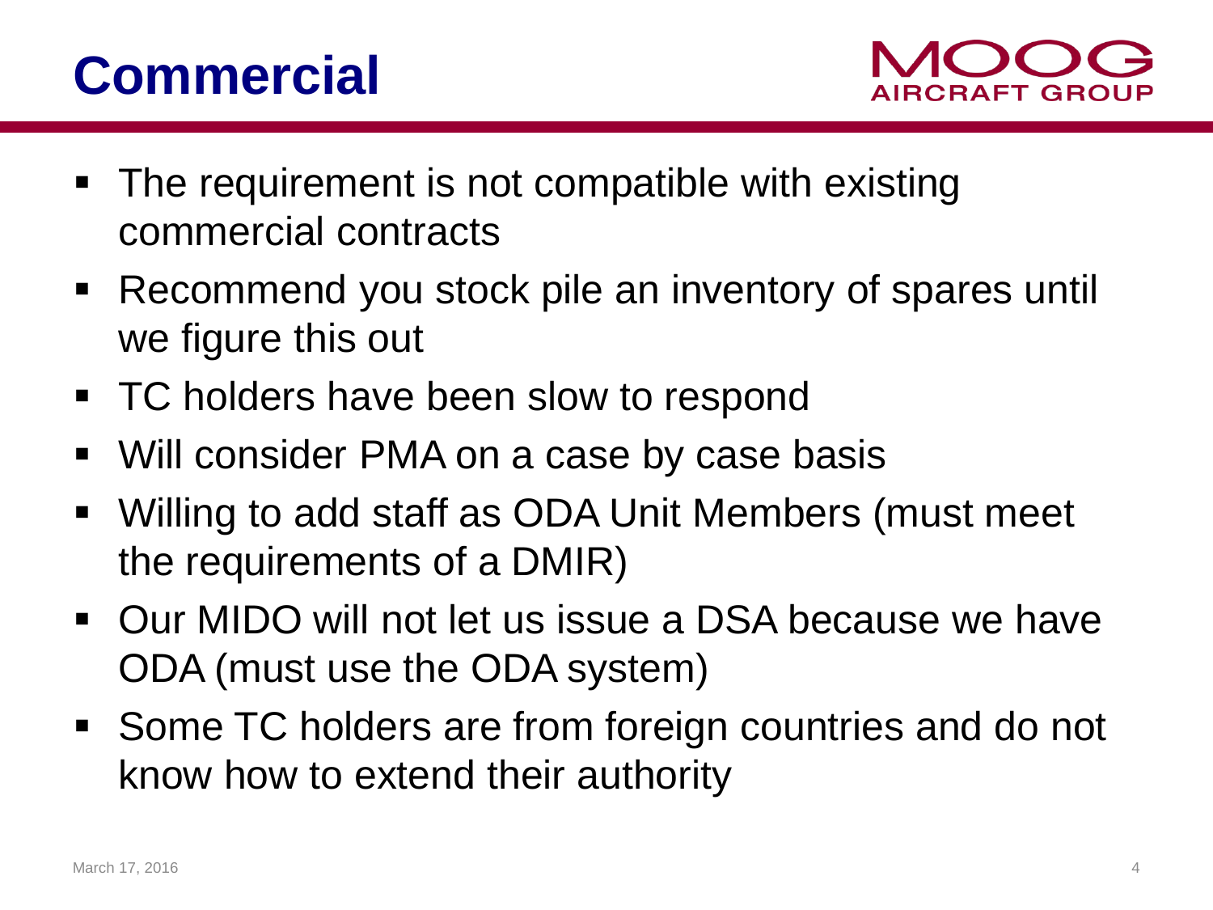# Commercial

- The requirement is not compatible with existing commercial contracts
- Recommend you stock pile an inventory of spares until we figure this out
- TC holders have been slow to respond
- Will consider PMA on a case by case basis
- Willing to add staff as ODA Unit Members (must meet the requirements of a DMIR)
- Our MIDO will not let us issue a DSA because we have ODA (must use the ODA system)
- Some TC holders are from foreign countries and do not know how to extend their authority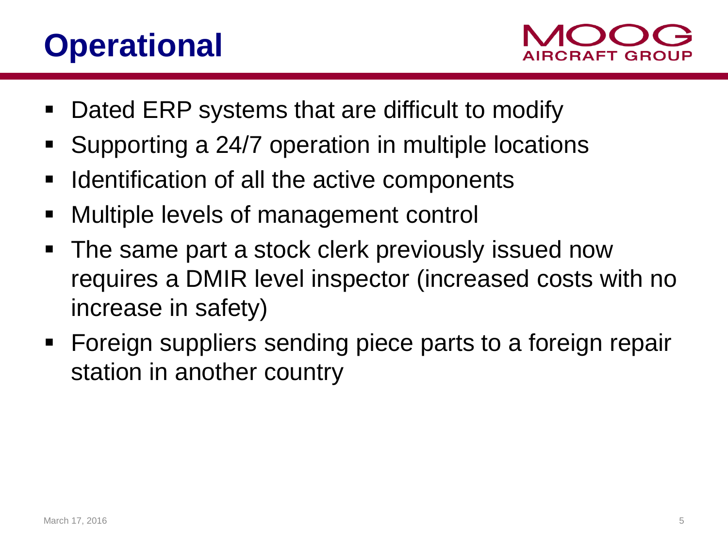# Operational

MOOG AIRCRAFT GROUP

- Dated ERP systems that are difficult to modify
- Supporting a 24/7 operation in multiple locations
- Identification of all the active components
- Multiple levels of management control
- The same part a stock clerk previously issued now requires a DMIR level inspector (increased costs with no increase in safety)
- Foreign suppliers sending piece parts to a foreign repair station in another country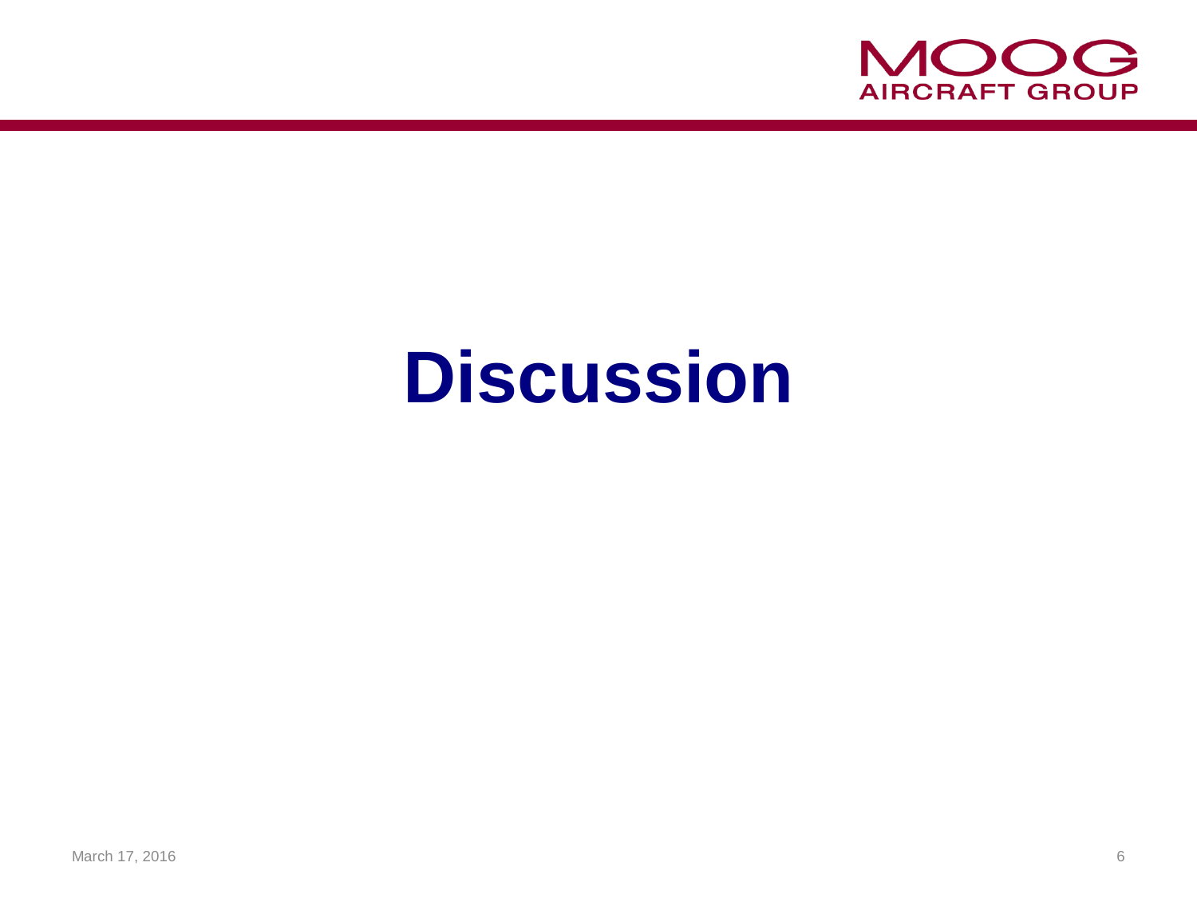# Discussion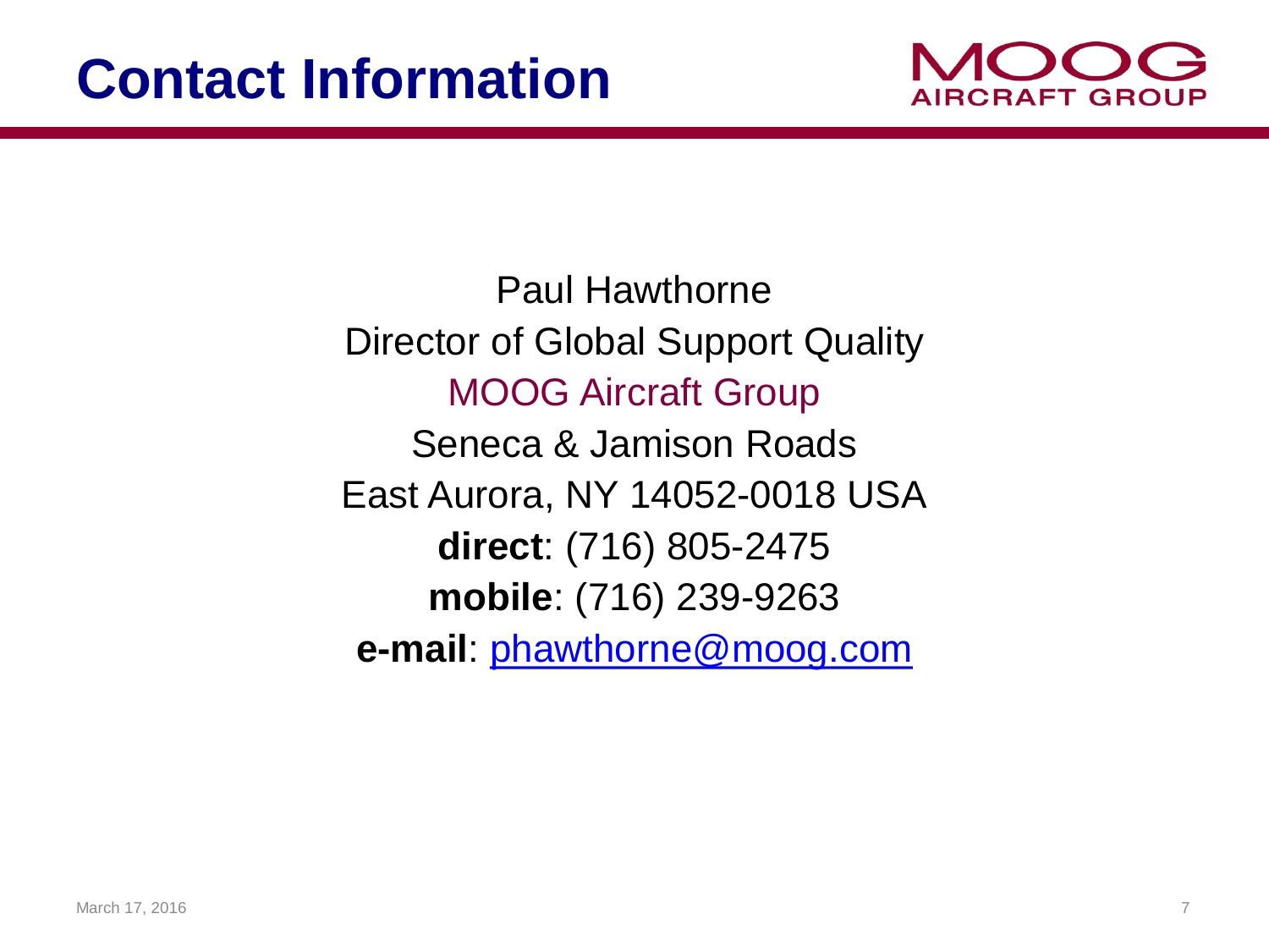# Contact Information

Paul Hawthorne
Director of Global Support Quality
MOOG Aircraft Group
Seneca & Jamison Roads
East Aurora, NY 14052-0018 USA
**direct**: (716) 805-2475
**mobile**: (716) 239-9263
**e-mail**: phawthorne@moog.com